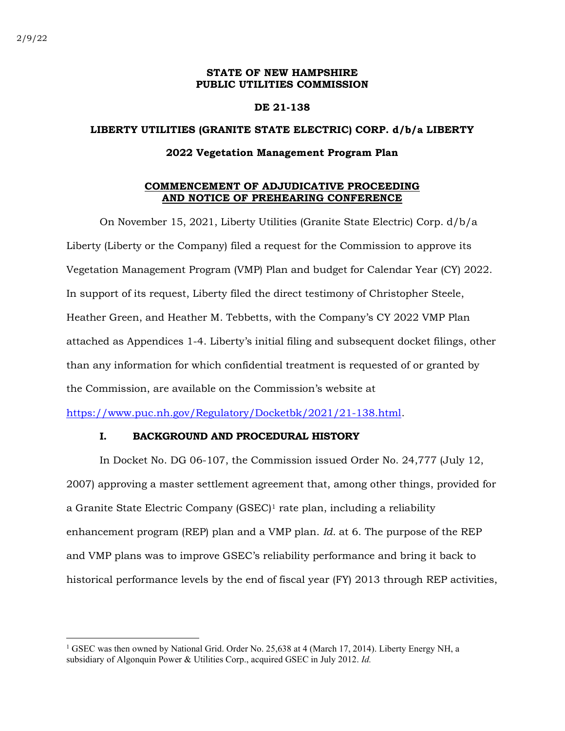2/9/22

**STATE OF NEW HAMPSHIRE**
**PUBLIC UTILITIES COMMISSION**

**DE 21-138**

**LIBERTY UTILITIES (GRANITE STATE ELECTRIC) CORP. d/b/a LIBERTY**

**2022 Vegetation Management Program Plan**

**COMMENCEMENT OF ADJUDICATIVE PROCEEDING AND NOTICE OF PREHEARING CONFERENCE**

On November 15, 2021, Liberty Utilities (Granite State Electric) Corp. d/b/a Liberty (Liberty or the Company) filed a request for the Commission to approve its Vegetation Management Program (VMP) Plan and budget for Calendar Year (CY) 2022. In support of its request, Liberty filed the direct testimony of Christopher Steele, Heather Green, and Heather M. Tebbetts, with the Company's CY 2022 VMP Plan attached as Appendices 1-4. Liberty's initial filing and subsequent docket filings, other than any information for which confidential treatment is requested of or granted by the Commission, are available on the Commission's website at https://www.puc.nh.gov/Regulatory/Docketbk/2021/21-138.html.

## I. BACKGROUND AND PROCEDURAL HISTORY

In Docket No. DG 06-107, the Commission issued Order No. 24,777 (July 12, 2007) approving a master settlement agreement that, among other things, provided for a Granite State Electric Company (GSEC)[1] rate plan, including a reliability enhancement program (REP) plan and a VMP plan. *Id.* at 6. The purpose of the REP and VMP plans was to improve GSEC's reliability performance and bring it back to historical performance levels by the end of fiscal year (FY) 2013 through REP activities,

[1] GSEC was then owned by National Grid. Order No. 25,638 at 4 (March 17, 2014). Liberty Energy NH, a subsidiary of Algonquin Power & Utilities Corp., acquired GSEC in July 2012. *Id.*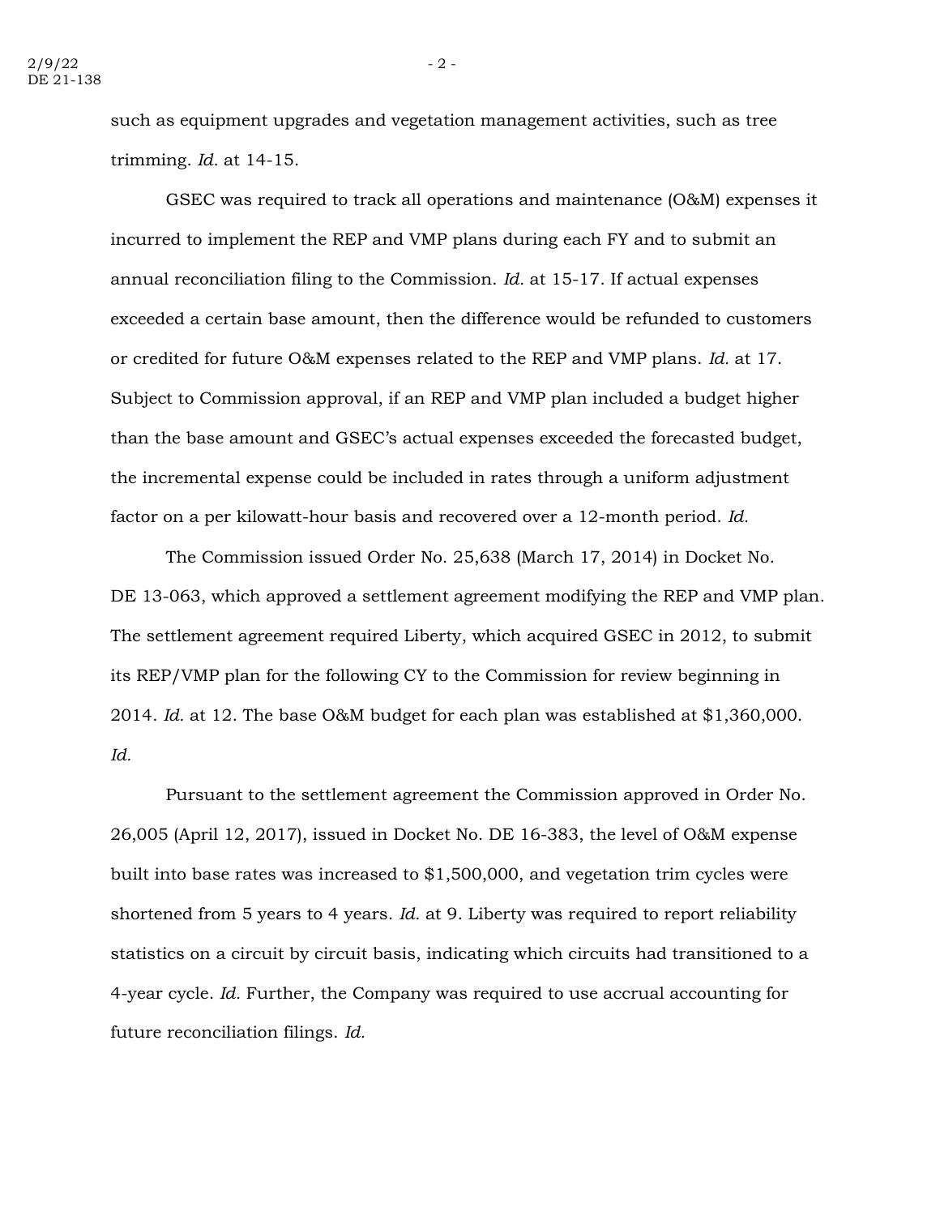such as equipment upgrades and vegetation management activities, such as tree trimming. *Id.* at 14-15.

GSEC was required to track all operations and maintenance (O&M) expenses it incurred to implement the REP and VMP plans during each FY and to submit an annual reconciliation filing to the Commission. *Id.* at 15-17. If actual expenses exceeded a certain base amount, then the difference would be refunded to customers or credited for future O&M expenses related to the REP and VMP plans. *Id.* at 17. Subject to Commission approval, if an REP and VMP plan included a budget higher than the base amount and GSEC's actual expenses exceeded the forecasted budget, the incremental expense could be included in rates through a uniform adjustment factor on a per kilowatt-hour basis and recovered over a 12-month period. *Id.*

The Commission issued Order No. 25,638 (March 17, 2014) in Docket No. DE 13-063, which approved a settlement agreement modifying the REP and VMP plan. The settlement agreement required Liberty, which acquired GSEC in 2012, to submit its REP/VMP plan for the following CY to the Commission for review beginning in 2014. *Id.* at 12. The base O&M budget for each plan was established at $1,360,000. *Id.*

Pursuant to the settlement agreement the Commission approved in Order No. 26,005 (April 12, 2017), issued in Docket No. DE 16-383, the level of O&M expense built into base rates was increased to $1,500,000, and vegetation trim cycles were shortened from 5 years to 4 years. *Id.* at 9. Liberty was required to report reliability statistics on a circuit by circuit basis, indicating which circuits had transitioned to a 4-year cycle. *Id.* Further, the Company was required to use accrual accounting for future reconciliation filings. *Id.*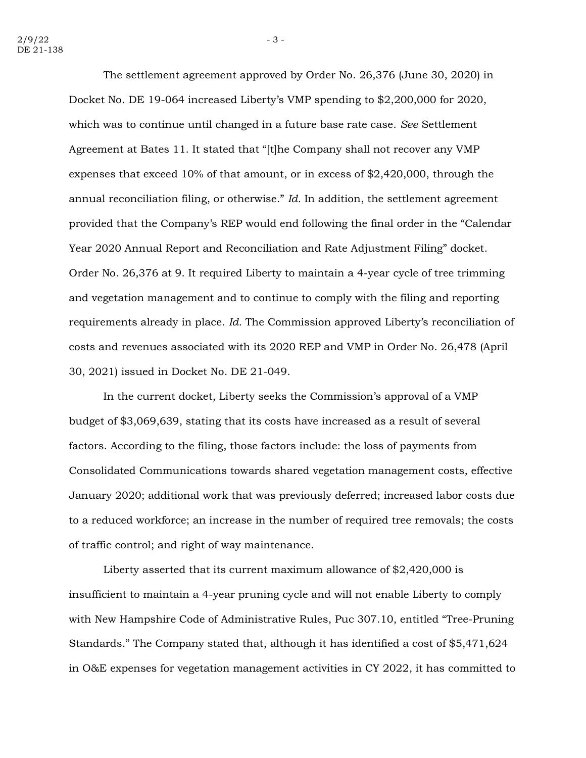The settlement agreement approved by Order No. 26,376 (June 30, 2020) in Docket No. DE 19-064 increased Liberty's VMP spending to $2,200,000 for 2020, which was to continue until changed in a future base rate case. *See* Settlement Agreement at Bates 11. It stated that "[t]he Company shall not recover any VMP expenses that exceed 10% of that amount, or in excess of $2,420,000, through the annual reconciliation filing, or otherwise." *Id.* In addition, the settlement agreement provided that the Company's REP would end following the final order in the "Calendar Year 2020 Annual Report and Reconciliation and Rate Adjustment Filing" docket. Order No. 26,376 at 9. It required Liberty to maintain a 4-year cycle of tree trimming and vegetation management and to continue to comply with the filing and reporting requirements already in place. *Id.* The Commission approved Liberty's reconciliation of costs and revenues associated with its 2020 REP and VMP in Order No. 26,478 (April 30, 2021) issued in Docket No. DE 21-049.

In the current docket, Liberty seeks the Commission's approval of a VMP budget of $3,069,639, stating that its costs have increased as a result of several factors. According to the filing, those factors include: the loss of payments from Consolidated Communications towards shared vegetation management costs, effective January 2020; additional work that was previously deferred; increased labor costs due to a reduced workforce; an increase in the number of required tree removals; the costs of traffic control; and right of way maintenance.

Liberty asserted that its current maximum allowance of $2,420,000 is insufficient to maintain a 4-year pruning cycle and will not enable Liberty to comply with New Hampshire Code of Administrative Rules, Puc 307.10, entitled "Tree-Pruning Standards." The Company stated that, although it has identified a cost of $5,471,624 in O&E expenses for vegetation management activities in CY 2022, it has committed to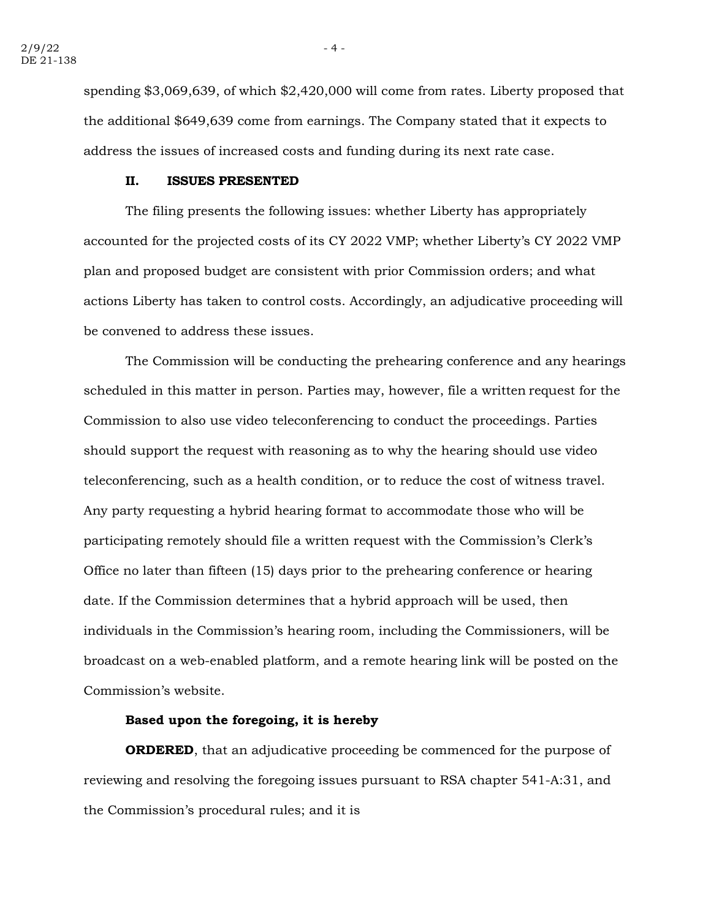spending $3,069,639, of which $2,420,000 will come from rates. Liberty proposed that the additional $649,639 come from earnings. The Company stated that it expects to address the issues of increased costs and funding during its next rate case.

## II. ISSUES PRESENTED

The filing presents the following issues: whether Liberty has appropriately accounted for the projected costs of its CY 2022 VMP; whether Liberty's CY 2022 VMP plan and proposed budget are consistent with prior Commission orders; and what actions Liberty has taken to control costs. Accordingly, an adjudicative proceeding will be convened to address these issues.

The Commission will be conducting the prehearing conference and any hearings scheduled in this matter in person. Parties may, however, file a written request for the Commission to also use video teleconferencing to conduct the proceedings. Parties should support the request with reasoning as to why the hearing should use video teleconferencing, such as a health condition, or to reduce the cost of witness travel. Any party requesting a hybrid hearing format to accommodate those who will be participating remotely should file a written request with the Commission's Clerk's Office no later than fifteen (15) days prior to the prehearing conference or hearing date. If the Commission determines that a hybrid approach will be used, then individuals in the Commission's hearing room, including the Commissioners, will be broadcast on a web-enabled platform, and a remote hearing link will be posted on the Commission's website.

**Based upon the foregoing, it is hereby**

**ORDERED**, that an adjudicative proceeding be commenced for the purpose of reviewing and resolving the foregoing issues pursuant to RSA chapter 541-A:31, and the Commission's procedural rules; and it is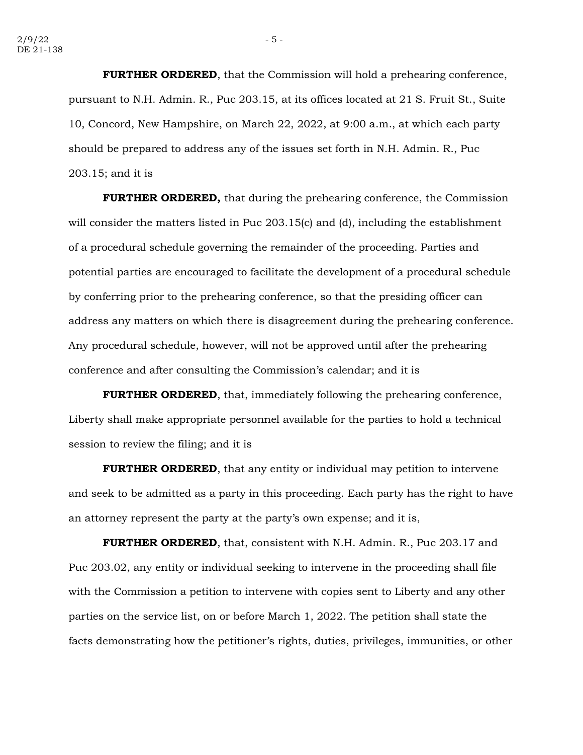**FURTHER ORDERED**, that the Commission will hold a prehearing conference, pursuant to N.H. Admin. R., Puc 203.15, at its offices located at 21 S. Fruit St., Suite 10, Concord, New Hampshire, on March 22, 2022, at 9:00 a.m., at which each party should be prepared to address any of the issues set forth in N.H. Admin. R., Puc 203.15; and it is

**FURTHER ORDERED,** that during the prehearing conference, the Commission will consider the matters listed in Puc 203.15(c) and (d), including the establishment of a procedural schedule governing the remainder of the proceeding. Parties and potential parties are encouraged to facilitate the development of a procedural schedule by conferring prior to the prehearing conference, so that the presiding officer can address any matters on which there is disagreement during the prehearing conference. Any procedural schedule, however, will not be approved until after the prehearing conference and after consulting the Commission's calendar; and it is

**FURTHER ORDERED**, that, immediately following the prehearing conference, Liberty shall make appropriate personnel available for the parties to hold a technical session to review the filing; and it is

**FURTHER ORDERED**, that any entity or individual may petition to intervene and seek to be admitted as a party in this proceeding. Each party has the right to have an attorney represent the party at the party's own expense; and it is,

**FURTHER ORDERED**, that, consistent with N.H. Admin. R., Puc 203.17 and Puc 203.02, any entity or individual seeking to intervene in the proceeding shall file with the Commission a petition to intervene with copies sent to Liberty and any other parties on the service list, on or before March 1, 2022. The petition shall state the facts demonstrating how the petitioner's rights, duties, privileges, immunities, or other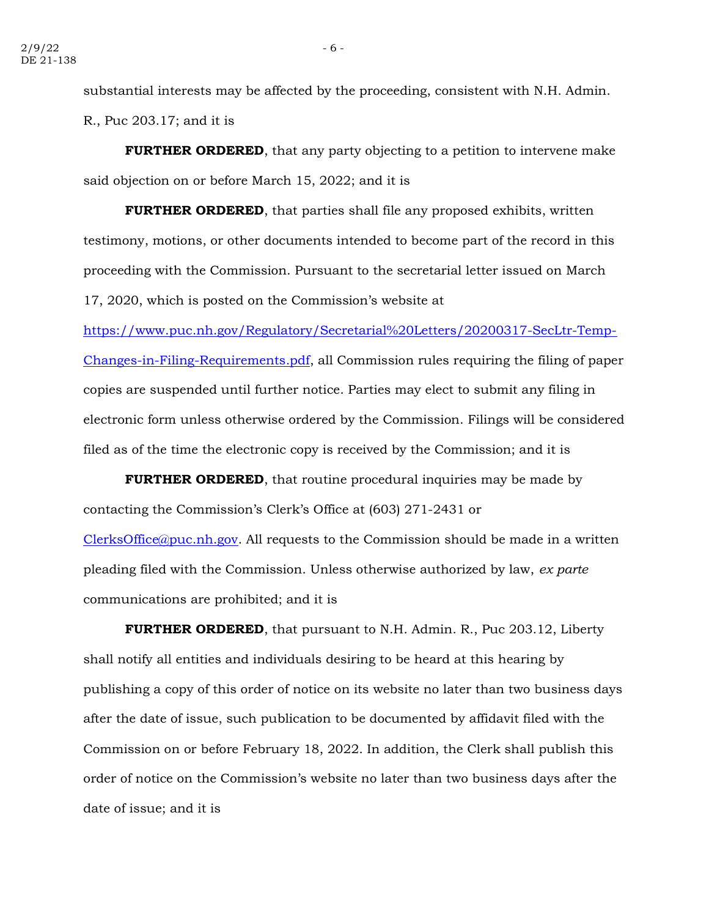substantial interests may be affected by the proceeding, consistent with N.H. Admin. R., Puc 203.17; and it is

**FURTHER ORDERED**, that any party objecting to a petition to intervene make said objection on or before March 15, 2022; and it is

**FURTHER ORDERED**, that parties shall file any proposed exhibits, written testimony, motions, or other documents intended to become part of the record in this proceeding with the Commission. Pursuant to the secretarial letter issued on March 17, 2020, which is posted on the Commission's website at [https://www.puc.nh.gov/Regulatory/Secretarial%20Letters/20200317-SecLtr-Temp-Changes-in-Filing-Requirements.pdf](https://www.puc.nh.gov/Regulatory/Secretarial%20Letters/20200317-SecLtr-Temp-Changes-in-Filing-Requirements.pdf), all Commission rules requiring the filing of paper copies are suspended until further notice. Parties may elect to submit any filing in electronic form unless otherwise ordered by the Commission. Filings will be considered filed as of the time the electronic copy is received by the Commission; and it is

**FURTHER ORDERED**, that routine procedural inquiries may be made by contacting the Commission's Clerk's Office at (603) 271-2431 or [ClerksOffice@puc.nh.gov](mailto:ClerksOffice@puc.nh.gov). All requests to the Commission should be made in a written pleading filed with the Commission. Unless otherwise authorized by law, *ex parte* communications are prohibited; and it is

**FURTHER ORDERED**, that pursuant to N.H. Admin. R., Puc 203.12, Liberty shall notify all entities and individuals desiring to be heard at this hearing by publishing a copy of this order of notice on its website no later than two business days after the date of issue, such publication to be documented by affidavit filed with the Commission on or before February 18, 2022. In addition, the Clerk shall publish this order of notice on the Commission's website no later than two business days after the date of issue; and it is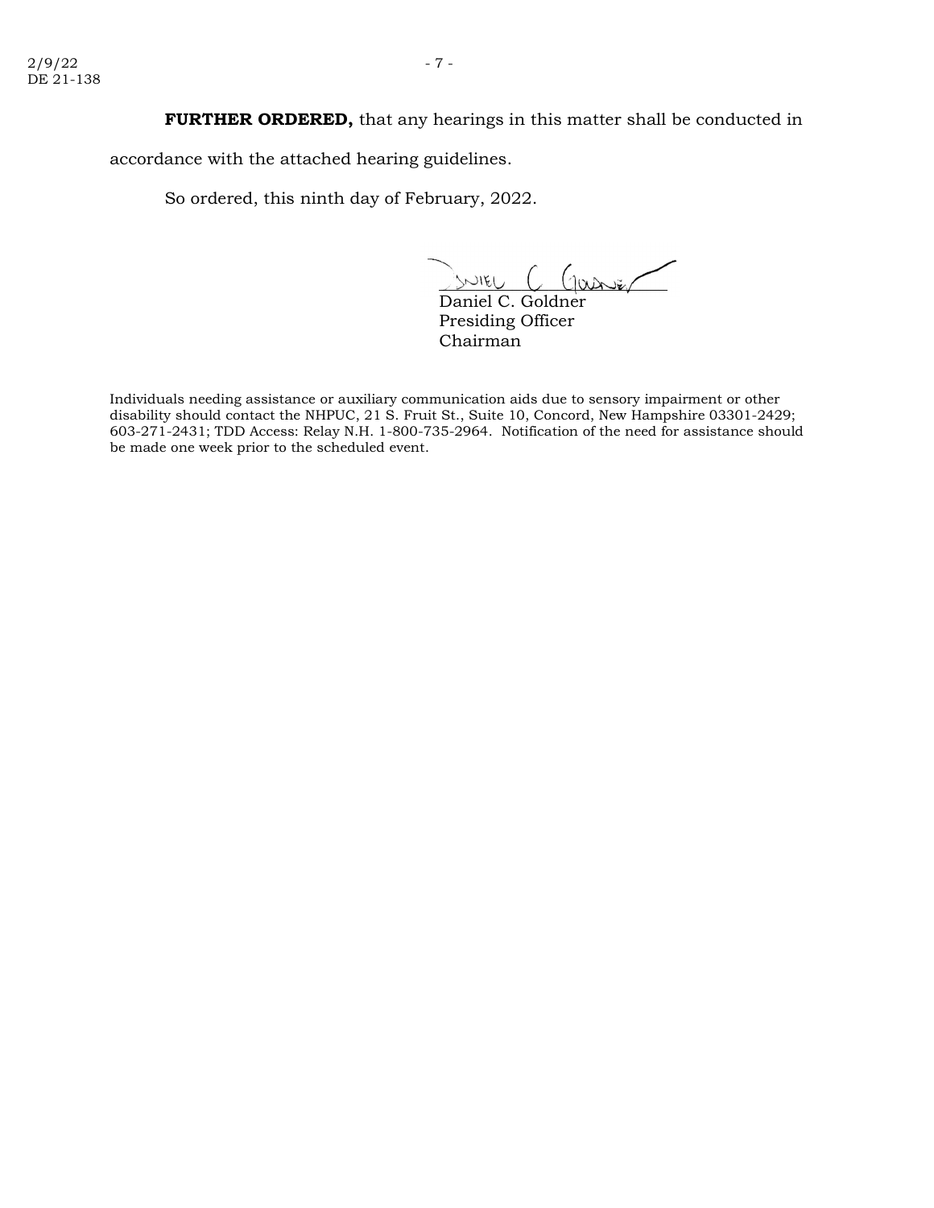**FURTHER ORDERED,** that any hearings in this matter shall be conducted in accordance with the attached hearing guidelines.

So ordered, this ninth day of February, 2022.

Daniel C. Goldner
Presiding Officer
Chairman

Individuals needing assistance or auxiliary communication aids due to sensory impairment or other disability should contact the NHPUC, 21 S. Fruit St., Suite 10, Concord, New Hampshire 03301-2429; 603-271-2431; TDD Access: Relay N.H. 1-800-735-2964. Notification of the need for assistance should be made one week prior to the scheduled event.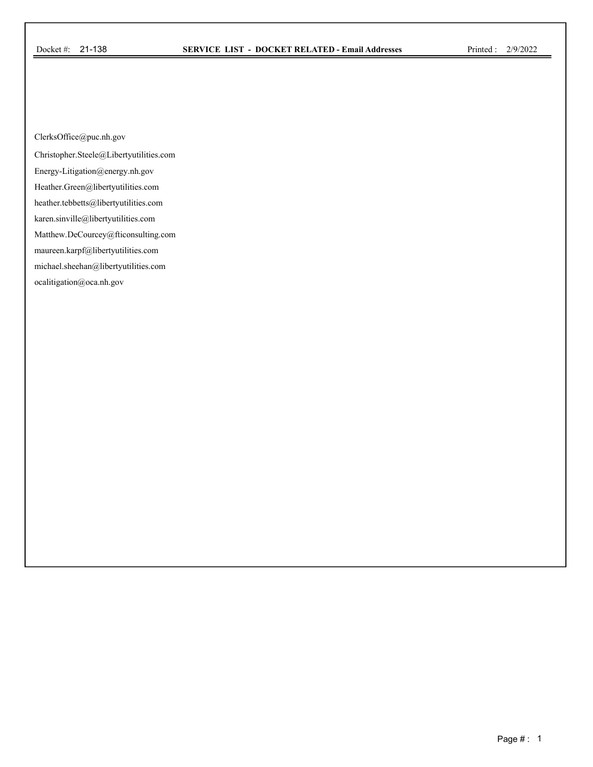Docket #: 21-138 **SERVICE LIST - DOCKET RELATED - Email Addresses** Printed : 2/9/2022

ClerksOffice@puc.nh.gov

Christopher.Steele@Libertyutilities.com

Energy-Litigation@energy.nh.gov

Heather.Green@libertyutilities.com

heather.tebbetts@libertyutilities.com

karen.sinville@libertyutilities.com

Matthew.DeCourcey@fticonsulting.com

maureen.karpf@libertyutilities.com

michael.sheehan@libertyutilities.com

ocalitigation@oca.nh.gov